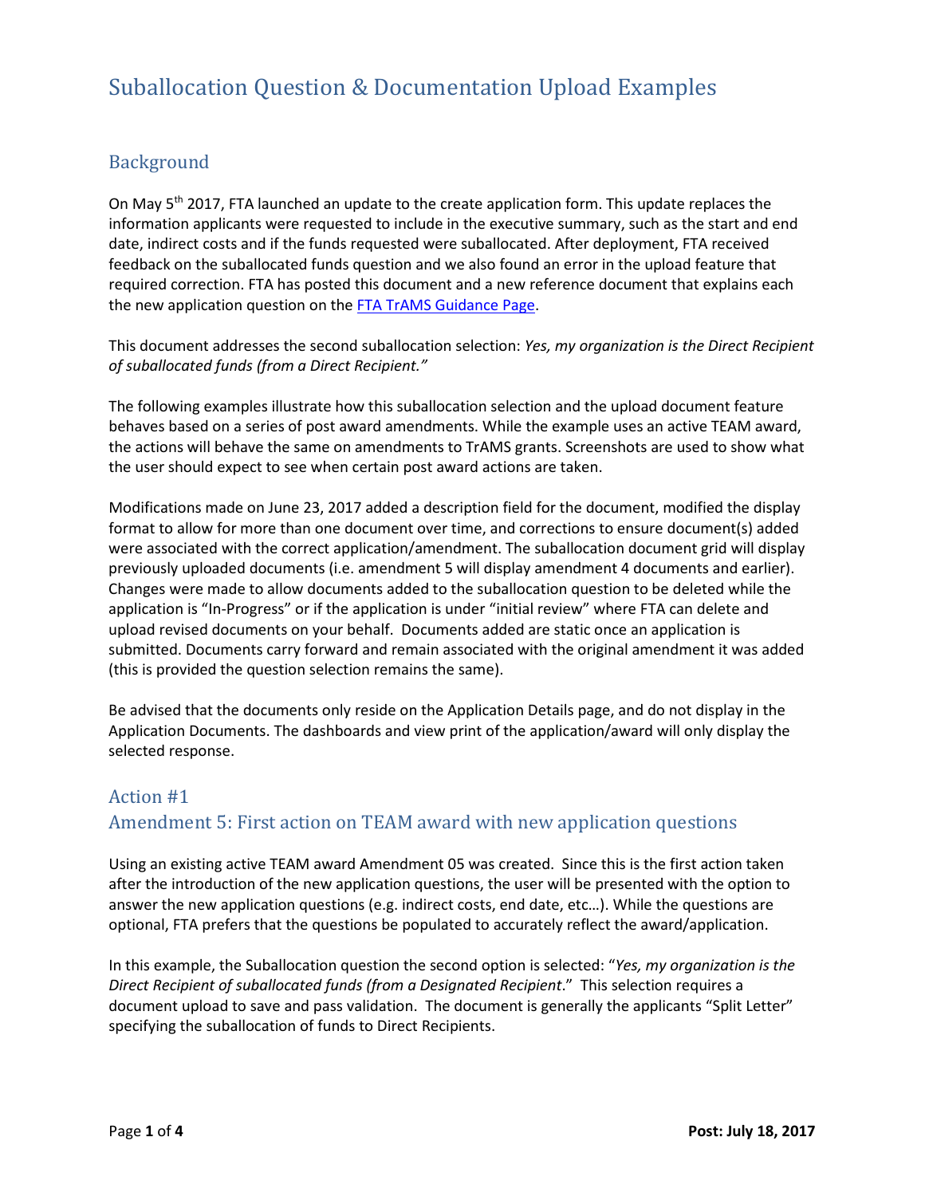# Suballocation Question & Documentation Upload Examples

## Background

On May 5th 2017, FTA launched an update to the create application form. This update replaces the information applicants were requested to include in the executive summary, such as the start and end date, indirect costs and if the funds requested were suballocated. After deployment, FTA received feedback on the suballocated funds question and we also found an error in the upload feature that required correction. FTA has posted this document and a new reference document that explains each the new application question on the FTA TrAMS Guidance Page.

This document addresses the second suballocation selection: *Yes, my organization is the Direct Recipient of suballocated funds (from a Direct Recipient."*

The following examples illustrate how this suballocation selection and the upload document feature behaves based on a series of post award amendments. While the example uses an active TEAM award, the actions will behave the same on amendments to TrAMS grants. Screenshots are used to show what the user should expect to see when certain post award actions are taken.

Modifications made on June 23, 2017 added a description field for the document, modified the display format to allow for more than one document over time, and corrections to ensure document(s) added were associated with the correct application/amendment. The suballocation document grid will display previously uploaded documents (i.e. amendment 5 will display amendment 4 documents and earlier). Changes were made to allow documents added to the suballocation question to be deleted while the application is "In-Progress" or if the application is under "initial review" where FTA can delete and upload revised documents on your behalf. Documents added are static once an application is submitted. Documents carry forward and remain associated with the original amendment it was added (this is provided the question selection remains the same).

Be advised that the documents only reside on the Application Details page, and do not display in the Application Documents. The dashboards and view print of the application/award will only display the selected response.

## Action #1

## Amendment 5: First action on TEAM award with new application questions

Using an existing active TEAM award Amendment 05 was created. Since this is the first action taken after the introduction of the new application questions, the user will be presented with the option to answer the new application questions (e.g. indirect costs, end date, etc…). While the questions are optional, FTA prefers that the questions be populated to accurately reflect the award/application.

In this example, the Suballocation question the second option is selected: "*Yes, my organization is the Direct Recipient of suballocated funds (from a Designated Recipient*." This selection requires a document upload to save and pass validation. The document is generally the applicants "Split Letter" specifying the suballocation of funds to Direct Recipients.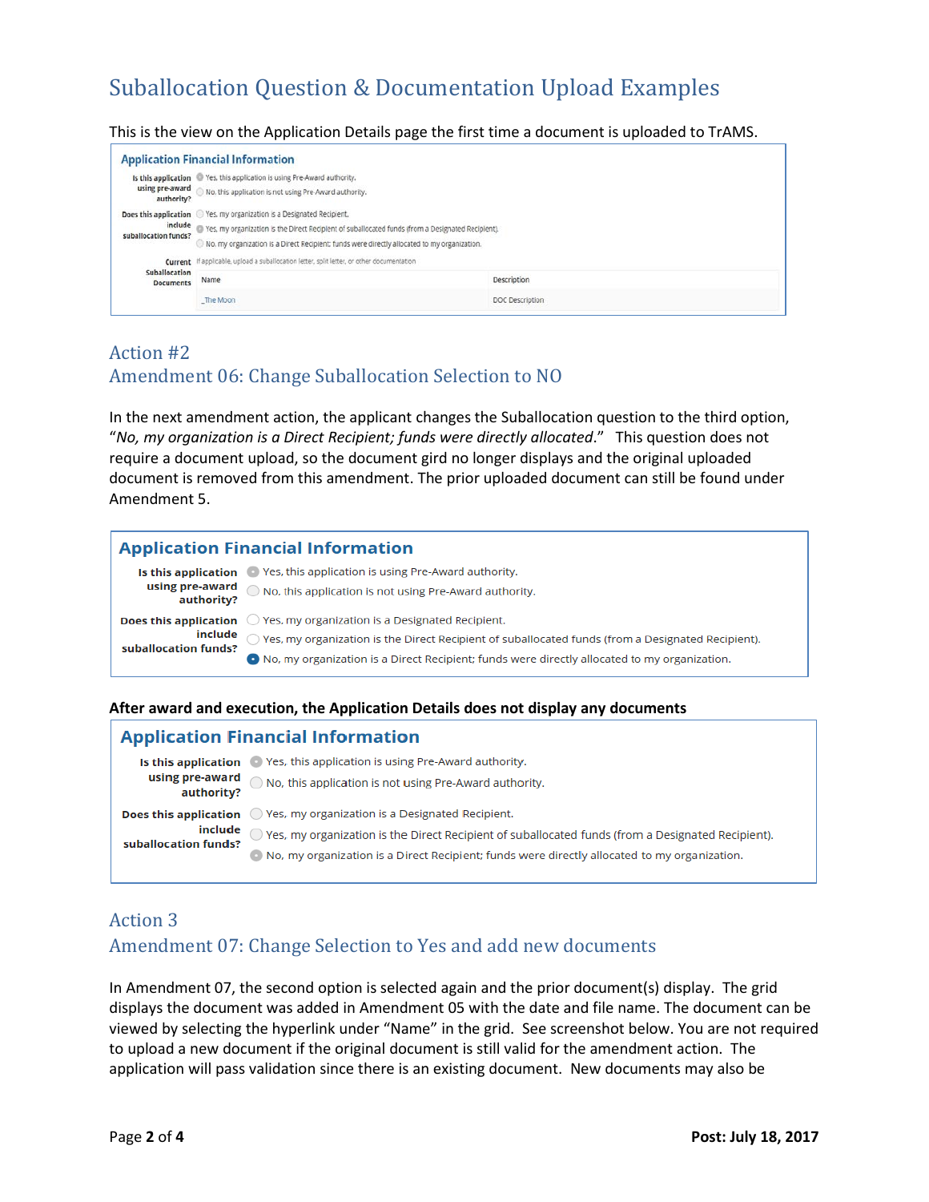# Suballocation Question & Documentation Upload Examples

This is the view on the Application Details page the first time a document is uploaded to TrAMS.

**Application Financial Information**

**Is this application using pre-award authority?**
- Yes, this application is using Pre-Award authority.
- No, this application is not using Pre-Award authority.

**Does this application include suballocation funds?**
- Yes, my organization is a Designated Recipient.
- Yes, my organization is the Direct Recipient of suballocated funds (from a Designated Recipient).
- No, my organization is a Direct Recipient; funds were directly allocated to my organization.

**Current Suballocation Documents** — If applicable, upload a suballocation letter, split letter, or other documentation

| Name | Description |
|---|---|
| _The Moon | DOC Description |

## Action #2
## Amendment 06: Change Suballocation Selection to NO

In the next amendment action, the applicant changes the Suballocation question to the third option, "*No, my organization is a Direct Recipient; funds were directly allocated*." This question does not require a document upload, so the document gird no longer displays and the original uploaded document is removed from this amendment. The prior uploaded document can still be found under Amendment 5.

**Application Financial Information**

**Is this application using pre-award authority?**
- Yes, this application is using Pre-Award authority.
- No, this application is not using Pre-Award authority.

**Does this application include suballocation funds?**
- Yes, my organization is a Designated Recipient.
- Yes, my organization is the Direct Recipient of suballocated funds (from a Designated Recipient).
- No, my organization is a Direct Recipient; funds were directly allocated to my organization.

**After award and execution, the Application Details does not display any documents**

**Application Financial Information**

**Is this application using pre-award authority?**
- Yes, this application is using Pre-Award authority.
- No, this application is not using Pre-Award authority.

**Does this application include suballocation funds?**
- Yes, my organization is a Designated Recipient.
- Yes, my organization is the Direct Recipient of suballocated funds (from a Designated Recipient).
- No, my organization is a Direct Recipient; funds were directly allocated to my organization.

## Action 3
## Amendment 07: Change Selection to Yes and add new documents

In Amendment 07, the second option is selected again and the prior document(s) display. The grid displays the document was added in Amendment 05 with the date and file name. The document can be viewed by selecting the hyperlink under "Name" in the grid. See screenshot below. You are not required to upload a new document if the original document is still valid for the amendment action. The application will pass validation since there is an existing document. New documents may also be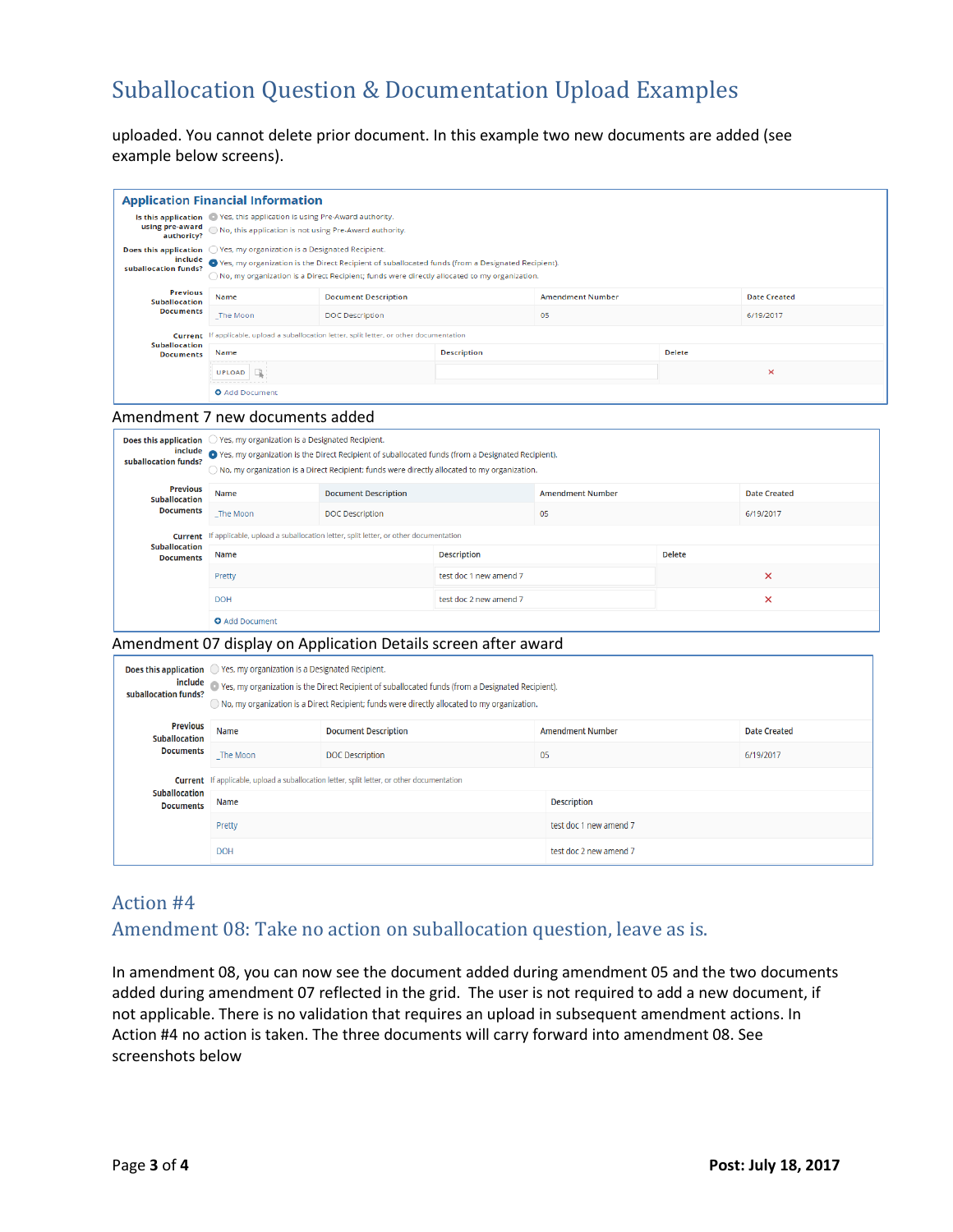# Suballocation Question & Documentation Upload Examples

uploaded. You cannot delete prior document. In this example two new documents are added (see example below screens).

**Application Financial Information**

**Is this application using pre-award authority?**
- Yes, this application is using Pre-Award authority.
- No, this application is not using Pre-Award authority.

**Does this application include suballocation funds?**
- Yes, my organization is a Designated Recipient.
- Yes, my organization is the Direct Recipient of suballocated funds (from a Designated Recipient).
- No, my organization is a Direct Recipient; funds were directly allocated to my organization.

**Previous Suballocation Documents**

| Name | Document Description | Amendment Number | Date Created |
|---|---|---|---|
| _The Moon | DOC Description | 05 | 6/19/2017 |

**Current Suballocation Documents** If applicable, upload a suballocation letter, split letter, or other documentation

| Name | Description | Delete |
|---|---|---|
| UPLOAD | | × |

Add Document

Amendment 7 new documents added

**Does this application include suballocation funds?**
- Yes, my organization is a Designated Recipient.
- Yes, my organization is the Direct Recipient of suballocated funds (from a Designated Recipient).
- No, my organization is a Direct Recipient; funds were directly allocated to my organization.

**Previous Suballocation Documents**

| Name | Document Description | Amendment Number | Date Created |
|---|---|---|---|
| _The Moon | DOC Description | 05 | 6/19/2017 |

**Current Suballocation Documents** If applicable, upload a suballocation letter, split letter, or other documentation

| Name | Description | Delete |
|---|---|---|
| Pretty | test doc 1 new amend 7 | × |
| DOH | test doc 2 new amend 7 | × |

Add Document

Amendment 07 display on Application Details screen after award

**Does this application include suballocation funds?**
- Yes, my organization is a Designated Recipient.
- Yes, my organization is the Direct Recipient of suballocated funds (from a Designated Recipient).
- No, my organization is a Direct Recipient; funds were directly allocated to my organization.

**Previous Suballocation Documents**

| Name | Document Description | Amendment Number | Date Created |
|---|---|---|---|
| _The Moon | DOC Description | 05 | 6/19/2017 |

**Current Suballocation Documents** If applicable, upload a suballocation letter, split letter, or other documentation

| Name | Description |
|---|---|
| Pretty | test doc 1 new amend 7 |
| DOH | test doc 2 new amend 7 |

## Action #4

## Amendment 08: Take no action on suballocation question, leave as is.

In amendment 08, you can now see the document added during amendment 05 and the two documents added during amendment 07 reflected in the grid. The user is not required to add a new document, if not applicable. There is no validation that requires an upload in subsequent amendment actions. In Action #4 no action is taken. The three documents will carry forward into amendment 08. See screenshots below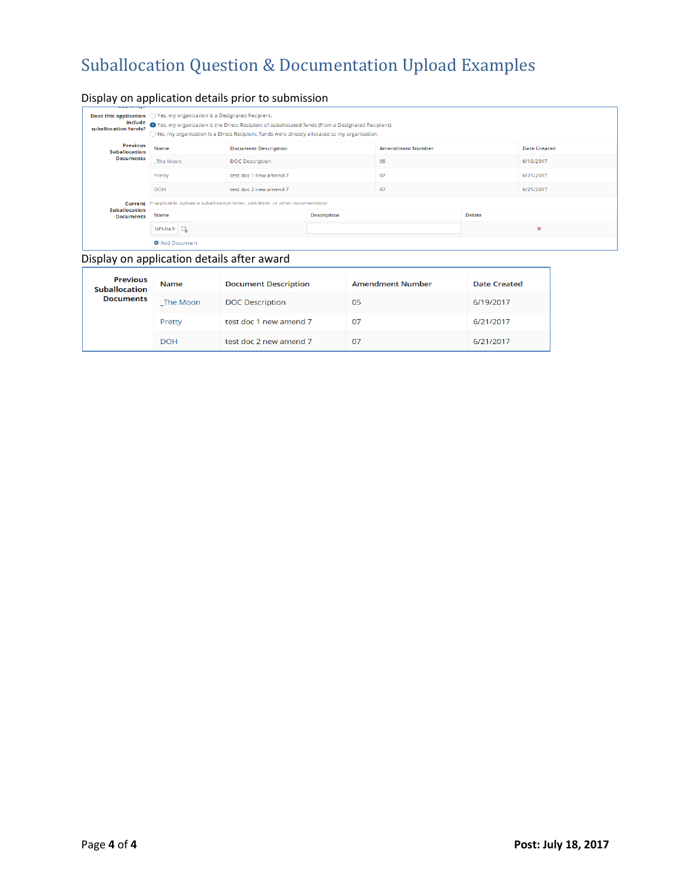# Suballocation Question & Documentation Upload Examples

## Display on application details prior to submission

**Does this application include suballocation funds?**

- ○ Yes, my organization is a Designated Recipient.
- ● Yes, my organization is the Direct Recipient of suballocated funds (from a Designated Recipient).
- ○ No, my organization is a Direct Recipient; funds were directly allocated to my organization.

**Previous Suballocation Documents**

| Name | Document Description | Amendment Number | Date Created |
| --- | --- | --- | --- |
| _The Moon | DOC Description | 05 | 6/19/2017 |
| Pretty | test doc 1 new amend 7 | 07 | 6/21/2017 |
| DOH | test doc 2 new amend 7 | 07 | 6/21/2017 |

**Current Suballocation Documents**

If applicable, upload a suballocation letter, split letter, or other documentation

| Name | Description | Delete |
| --- | --- | --- |
| UPLOAD | | × |

Add Document

## Display on application details after award

**Previous Suballocation Documents**

| Name | Document Description | Amendment Number | Date Created |
| --- | --- | --- | --- |
| _The Moon | DOC Description | 05 | 6/19/2017 |
| Pretty | test doc 1 new amend 7 | 07 | 6/21/2017 |
| DOH | test doc 2 new amend 7 | 07 | 6/21/2017 |

**Post: July 18, 2017**